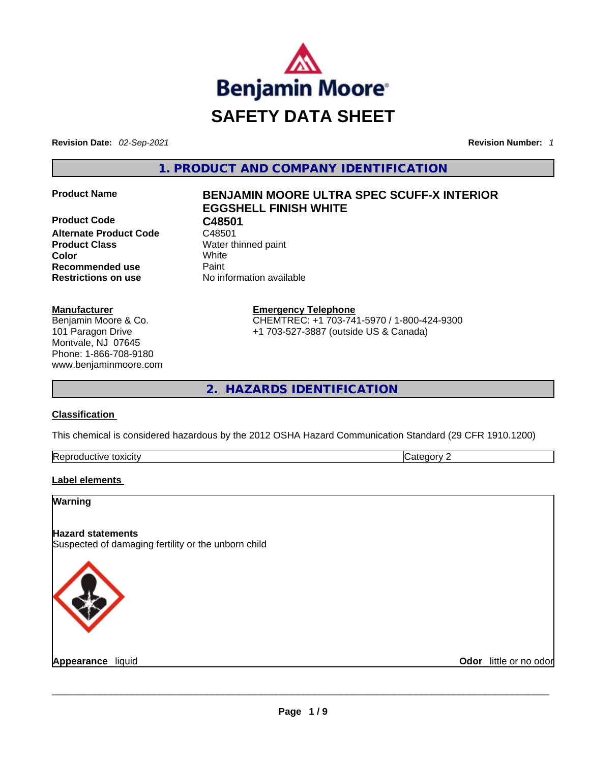Benjamin Moore®

# SAFETY DATA SHEET

**Revision Date:** *02-Sep-2021* **Revision Number:** *1*

## 1. PRODUCT AND COMPANY IDENTIFICATION

| | |
|---|---|
| **Product Name** | **BENJAMIN MOORE ULTRA SPEC SCUFF-X INTERIOR EGGSHELL FINISH WHITE** |
| **Product Code** | **C48501** |
| **Alternate Product Code** | C48501 |
| **Product Class** | Water thinned paint |
| **Color** | White |
| **Recommended use** | Paint |
| **Restrictions on use** | No information available |

**Manufacturer**
Benjamin Moore & Co.
101 Paragon Drive
Montvale, NJ 07645
Phone: 1-866-708-9180
www.benjaminmoore.com

**Emergency Telephone**
CHEMTREC: +1 703-741-5970 / 1-800-424-9300
+1 703-527-3887 (outside US & Canada)

## 2. HAZARDS IDENTIFICATION

**Classification**

This chemical is considered hazardous by the 2012 OSHA Hazard Communication Standard (29 CFR 1910.1200)

| | |
|---|---|
| Reproductive toxicity | Category 2 |

**Label elements**

**Warning**

**Hazard statements**
Suspected of damaging fertility or the unborn child

**Appearance** liquid **Odor** little or no odor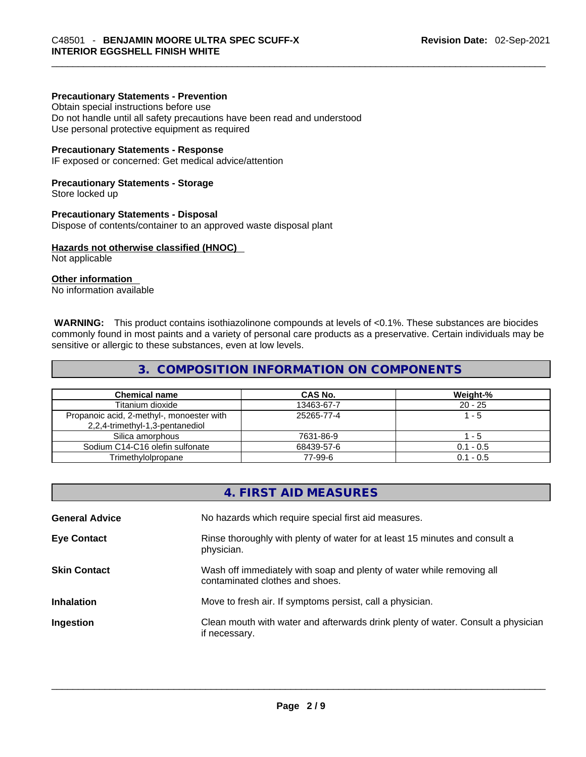**Precautionary Statements - Prevention**
Obtain special instructions before use
Do not handle until all safety precautions have been read and understood
Use personal protective equipment as required

**Precautionary Statements - Response**
IF exposed or concerned: Get medical advice/attention

**Precautionary Statements - Storage**
Store locked up

**Precautionary Statements - Disposal**
Dispose of contents/container to an approved waste disposal plant

**Hazards not otherwise classified (HNOC)**
Not applicable

**Other information**
No information available

**WARNING:** This product contains isothiazolinone compounds at levels of <0.1%. These substances are biocides commonly found in most paints and a variety of personal care products as a preservative. Certain individuals may be sensitive or allergic to these substances, even at low levels.

## 3. COMPOSITION INFORMATION ON COMPONENTS

| Chemical name | CAS No. | Weight-% |
|---|---|---|
| Titanium dioxide | 13463-67-7 | 20 - 25 |
| Propanoic acid, 2-methyl-, monoester with 2,2,4-trimethyl-1,3-pentanediol | 25265-77-4 | 1 - 5 |
| Silica amorphous | 7631-86-9 | 1 - 5 |
| Sodium C14-C16 olefin sulfonate | 68439-57-6 | 0.1 - 0.5 |
| Trimethylolpropane | 77-99-6 | 0.1 - 0.5 |

## 4. FIRST AID MEASURES

**General Advice** No hazards which require special first aid measures.

**Eye Contact** Rinse thoroughly with plenty of water for at least 15 minutes and consult a physician.

**Skin Contact** Wash off immediately with soap and plenty of water while removing all contaminated clothes and shoes.

**Inhalation** Move to fresh air. If symptoms persist, call a physician.

**Ingestion** Clean mouth with water and afterwards drink plenty of water. Consult a physician if necessary.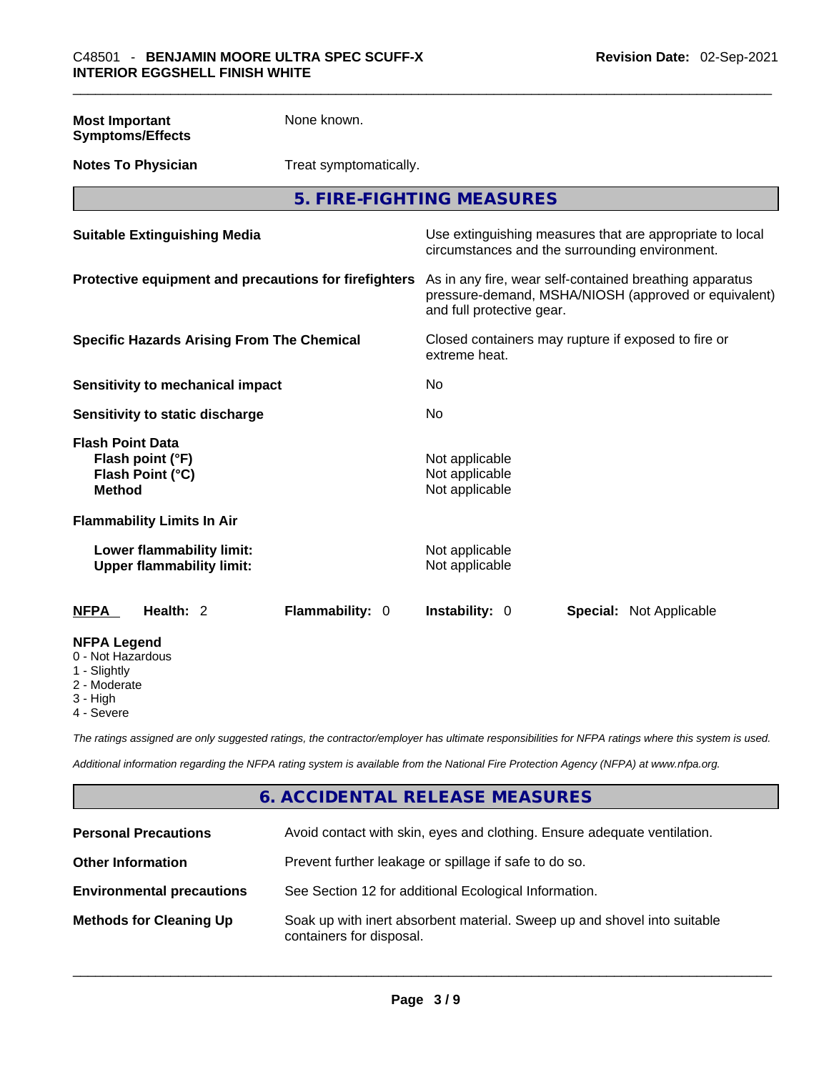| | |
|---|---|
| **Most Important Symptoms/Effects** | None known. |
| **Notes To Physician** | Treat symptomatically. |

## 5. FIRE-FIGHTING MEASURES

| | |
|---|---|
| **Suitable Extinguishing Media** | Use extinguishing measures that are appropriate to local circumstances and the surrounding environment. |
| **Protective equipment and precautions for firefighters** | As in any fire, wear self-contained breathing apparatus pressure-demand, MSHA/NIOSH (approved or equivalent) and full protective gear. |
| **Specific Hazards Arising From The Chemical** | Closed containers may rupture if exposed to fire or extreme heat. |
| **Sensitivity to mechanical impact** | No |
| **Sensitivity to static discharge** | No |

**Flash Point Data**

| | |
|---|---|
| **Flash point (°F)** | Not applicable |
| **Flash Point (°C)** | Not applicable |
| **Method** | Not applicable |

**Flammability Limits In Air**

| | |
|---|---|
| **Lower flammability limit:** | Not applicable |
| **Upper flammability limit:** | Not applicable |

| **NFPA** | **Health:** 2 | **Flammability:** 0 | **Instability:** 0 | **Special:** Not Applicable |
|---|---|---|---|---|

**NFPA Legend**
- 0 - Not Hazardous
- 1 - Slightly
- 2 - Moderate
- 3 - High
- 4 - Severe

*The ratings assigned are only suggested ratings, the contractor/employer has ultimate responsibilities for NFPA ratings where this system is used.*

*Additional information regarding the NFPA rating system is available from the National Fire Protection Agency (NFPA) at www.nfpa.org.*

## 6. ACCIDENTAL RELEASE MEASURES

| | |
|---|---|
| **Personal Precautions** | Avoid contact with skin, eyes and clothing. Ensure adequate ventilation. |
| **Other Information** | Prevent further leakage or spillage if safe to do so. |
| **Environmental precautions** | See Section 12 for additional Ecological Information. |
| **Methods for Cleaning Up** | Soak up with inert absorbent material. Sweep up and shovel into suitable containers for disposal. |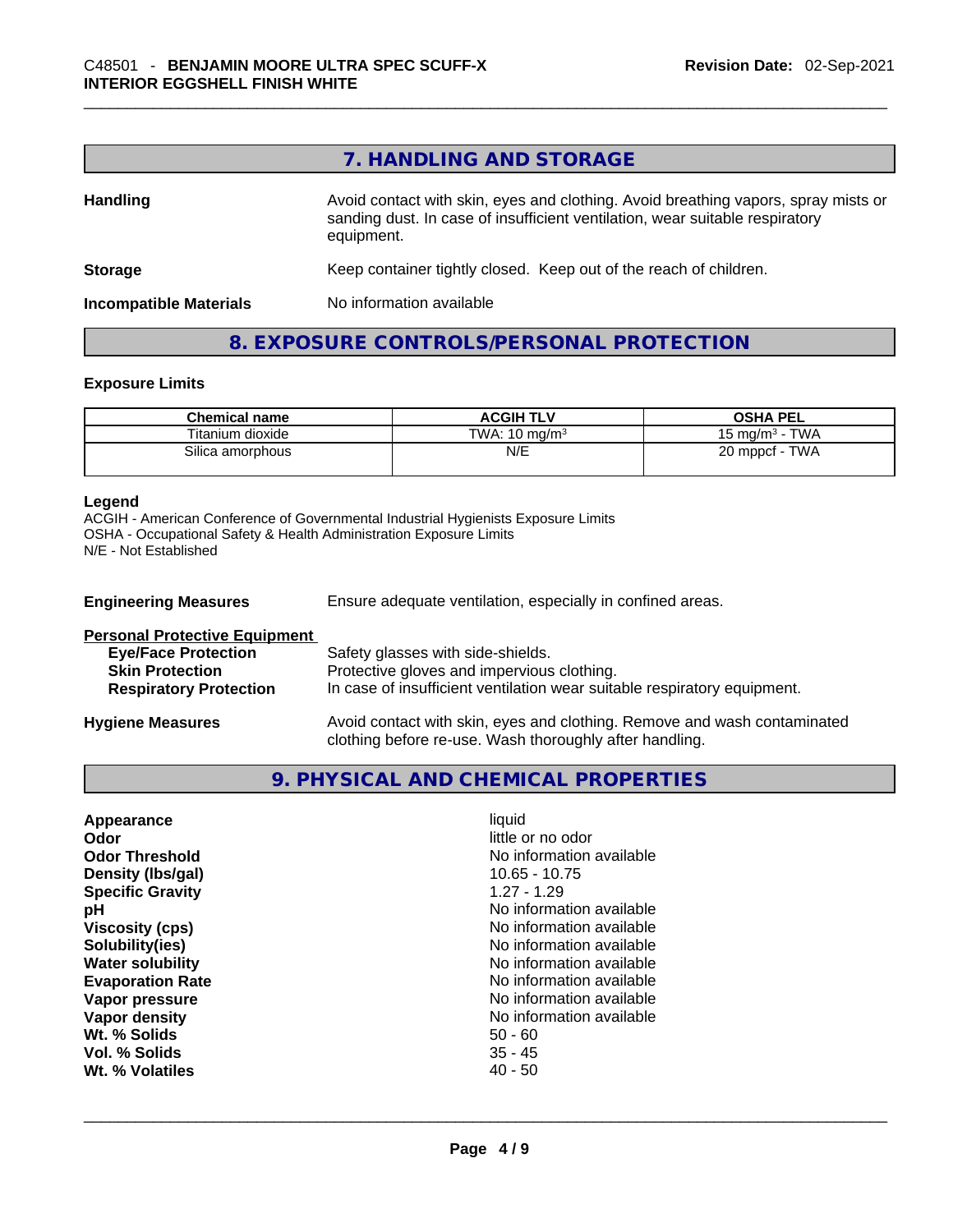## 7. HANDLING AND STORAGE

**Handling** Avoid contact with skin, eyes and clothing. Avoid breathing vapors, spray mists or sanding dust. In case of insufficient ventilation, wear suitable respiratory equipment.

**Storage** Keep container tightly closed. Keep out of the reach of children.

**Incompatible Materials** No information available

## 8. EXPOSURE CONTROLS/PERSONAL PROTECTION

### Exposure Limits

| Chemical name | ACGIH TLV | OSHA PEL |
| --- | --- | --- |
| Titanium dioxide | TWA: 10 mg/m$^3$ | 15 mg/m$^3$ - TWA |
| Silica amorphous | N/E | 20 mppcf - TWA |

**Legend**
ACGIH - American Conference of Governmental Industrial Hygienists Exposure Limits
OSHA - Occupational Safety & Health Administration Exposure Limits
N/E - Not Established

**Engineering Measures** Ensure adequate ventilation, especially in confined areas.

**Personal Protective Equipment**
- **Eye/Face Protection** Safety glasses with side-shields.
- **Skin Protection** Protective gloves and impervious clothing.
- **Respiratory Protection** In case of insufficient ventilation wear suitable respiratory equipment.

**Hygiene Measures** Avoid contact with skin, eyes and clothing. Remove and wash contaminated clothing before re-use. Wash thoroughly after handling.

## 9. PHYSICAL AND CHEMICAL PROPERTIES

| | |
| --- | --- |
| **Appearance** | liquid |
| **Odor** | little or no odor |
| **Odor Threshold** | No information available |
| **Density (lbs/gal)** | 10.65 - 10.75 |
| **Specific Gravity** | 1.27 - 1.29 |
| **pH** | No information available |
| **Viscosity (cps)** | No information available |
| **Solubility(ies)** | No information available |
| **Water solubility** | No information available |
| **Evaporation Rate** | No information available |
| **Vapor pressure** | No information available |
| **Vapor density** | No information available |
| **Wt. % Solids** | 50 - 60 |
| **Vol. % Solids** | 35 - 45 |
| **Wt. % Volatiles** | 40 - 50 |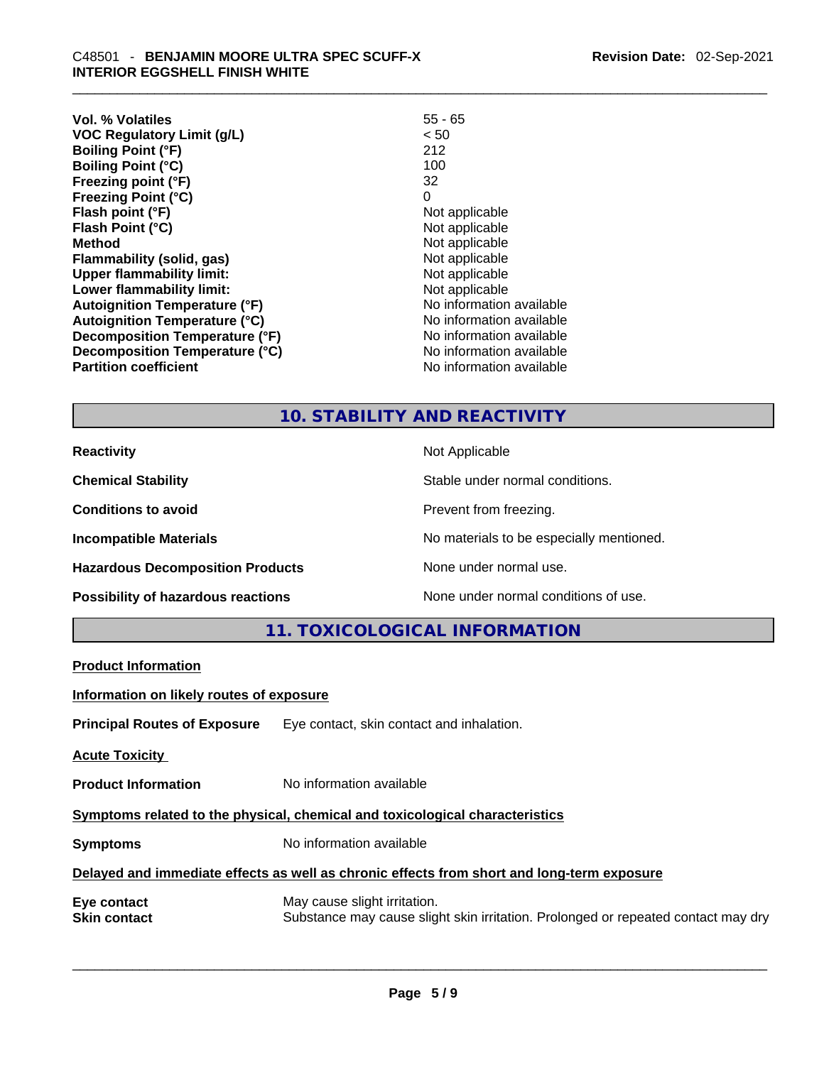| | |
|---|---|
| **Vol. % Volatiles** | 55 - 65 |
| **VOC Regulatory Limit (g/L)** | < 50 |
| **Boiling Point (°F)** | 212 |
| **Boiling Point (°C)** | 100 |
| **Freezing point (°F)** | 32 |
| **Freezing Point (°C)** | 0 |
| **Flash point (°F)** | Not applicable |
| **Flash Point (°C)** | Not applicable |
| **Method** | Not applicable |
| **Flammability (solid, gas)** | Not applicable |
| **Upper flammability limit:** | Not applicable |
| **Lower flammability limit:** | Not applicable |
| **Autoignition Temperature (°F)** | No information available |
| **Autoignition Temperature (°C)** | No information available |
| **Decomposition Temperature (°F)** | No information available |
| **Decomposition Temperature (°C)** | No information available |
| **Partition coefficient** | No information available |

## 10. STABILITY AND REACTIVITY

| | |
|---|---|
| **Reactivity** | Not Applicable |
| **Chemical Stability** | Stable under normal conditions. |
| **Conditions to avoid** | Prevent from freezing. |
| **Incompatible Materials** | No materials to be especially mentioned. |
| **Hazardous Decomposition Products** | None under normal use. |
| **Possibility of hazardous reactions** | None under normal conditions of use. |

## 11. TOXICOLOGICAL INFORMATION

**Product Information**

**Information on likely routes of exposure**

**Principal Routes of Exposure** Eye contact, skin contact and inhalation.

**Acute Toxicity**

**Product Information** No information available

**Symptoms related to the physical, chemical and toxicological characteristics**

**Symptoms** No information available

**Delayed and immediate effects as well as chronic effects from short and long-term exposure**

**Eye contact** May cause slight irritation.

**Skin contact** Substance may cause slight skin irritation. Prolonged or repeated contact may dry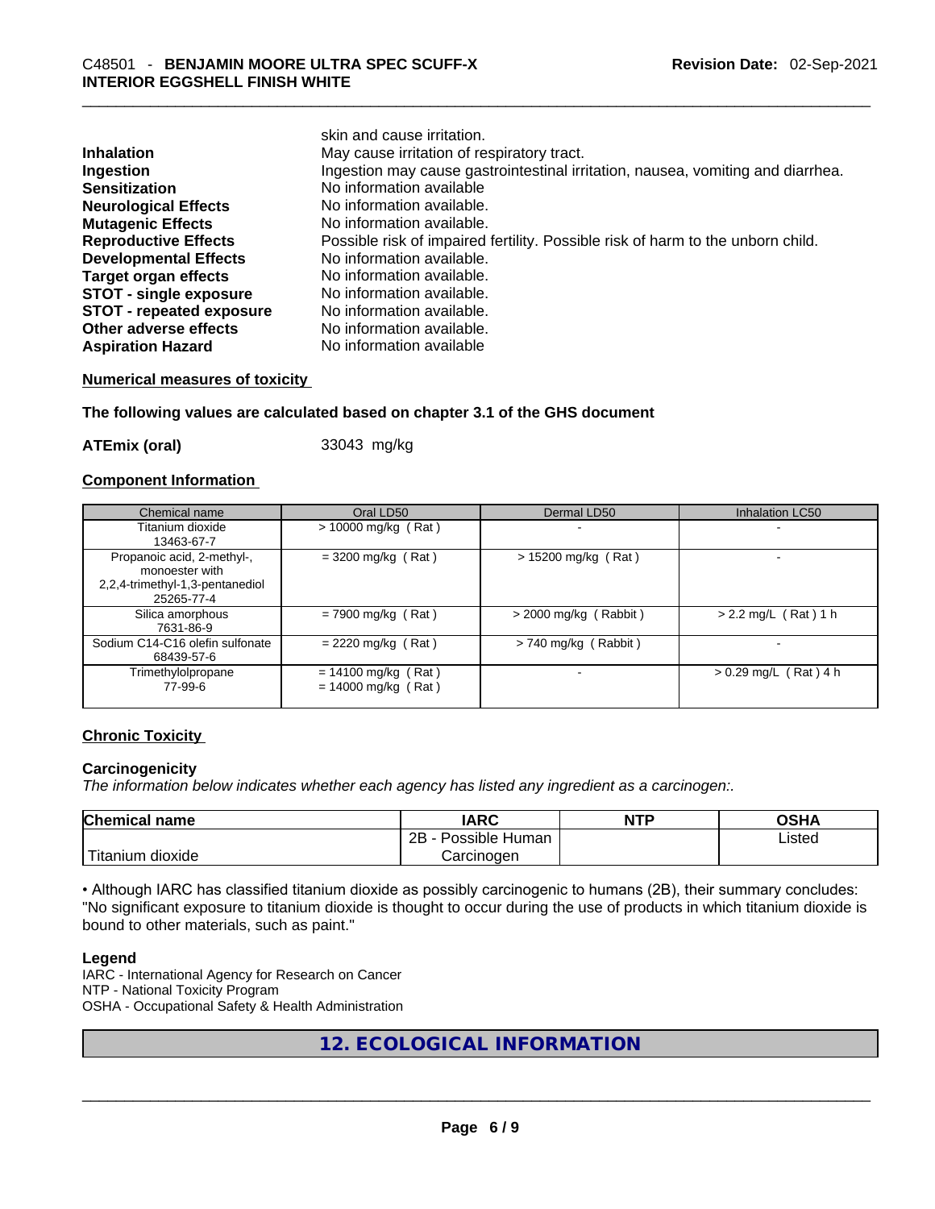| | |
|---|---|
| | skin and cause irritation. |
| **Inhalation** | May cause irritation of respiratory tract. |
| **Ingestion** | Ingestion may cause gastrointestinal irritation, nausea, vomiting and diarrhea. |
| **Sensitization** | No information available |
| **Neurological Effects** | No information available. |
| **Mutagenic Effects** | No information available. |
| **Reproductive Effects** | Possible risk of impaired fertility. Possible risk of harm to the unborn child. |
| **Developmental Effects** | No information available. |
| **Target organ effects** | No information available. |
| **STOT - single exposure** | No information available. |
| **STOT - repeated exposure** | No information available. |
| **Other adverse effects** | No information available. |
| **Aspiration Hazard** | No information available |

**Numerical measures of toxicity**

**The following values are calculated based on chapter 3.1 of the GHS document**

**ATEmix (oral)** 33043 mg/kg

**Component Information**

| Chemical name | Oral LD50 | Dermal LD50 | Inhalation LC50 |
|---|---|---|---|
| Titanium dioxide<br>13463-67-7 | > 10000 mg/kg ( Rat ) | - | - |
| Propanoic acid, 2-methyl-, monoester with 2,2,4-trimethyl-1,3-pentanediol<br>25265-77-4 | = 3200 mg/kg ( Rat ) | > 15200 mg/kg ( Rat ) | - |
| Silica amorphous<br>7631-86-9 | = 7900 mg/kg ( Rat ) | > 2000 mg/kg ( Rabbit ) | > 2.2 mg/L ( Rat ) 1 h |
| Sodium C14-C16 olefin sulfonate<br>68439-57-6 | = 2220 mg/kg ( Rat ) | > 740 mg/kg ( Rabbit ) | - |
| Trimethylolpropane<br>77-99-6 | = 14100 mg/kg ( Rat )<br>= 14000 mg/kg ( Rat ) | - | > 0.29 mg/L ( Rat ) 4 h |

**Chronic Toxicity**

**Carcinogenicity**

*The information below indicates whether each agency has listed any ingredient as a carcinogen:.*

| Chemical name | IARC | NTP | OSHA |
|---|---|---|---|
| Titanium dioxide | 2B - Possible Human Carcinogen | | Listed |

• Although IARC has classified titanium dioxide as possibly carcinogenic to humans (2B), their summary concludes: "No significant exposure to titanium dioxide is thought to occur during the use of products in which titanium dioxide is bound to other materials, such as paint."

**Legend**

IARC - International Agency for Research on Cancer
NTP - National Toxicity Program
OSHA - Occupational Safety & Health Administration

## 12. ECOLOGICAL INFORMATION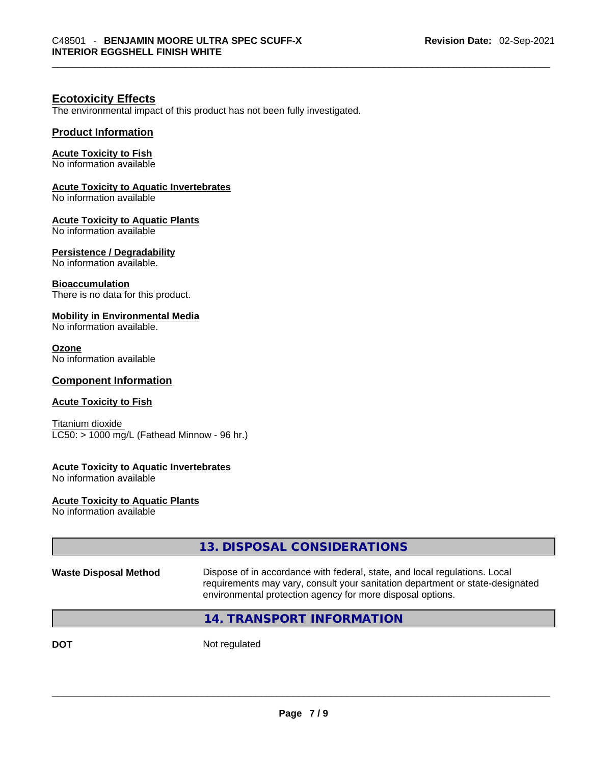## Ecotoxicity Effects

The environmental impact of this product has not been fully investigated.

### Product Information

**Acute Toxicity to Fish**
No information available

**Acute Toxicity to Aquatic Invertebrates**
No information available

**Acute Toxicity to Aquatic Plants**
No information available

**Persistence / Degradability**
No information available.

**Bioaccumulation**
There is no data for this product.

**Mobility in Environmental Media**
No information available.

**Ozone**
No information available

### Component Information

**Acute Toxicity to Fish**

Titanium dioxide
LC50: > 1000 mg/L (Fathead Minnow - 96 hr.)

**Acute Toxicity to Aquatic Invertebrates**
No information available

**Acute Toxicity to Aquatic Plants**
No information available

## 13. DISPOSAL CONSIDERATIONS

| | |
|---|---|
| **Waste Disposal Method** | Dispose of in accordance with federal, state, and local regulations. Local requirements may vary, consult your sanitation department or state-designated environmental protection agency for more disposal options. |

## 14. TRANSPORT INFORMATION

| | |
|---|---|
| **DOT** | Not regulated |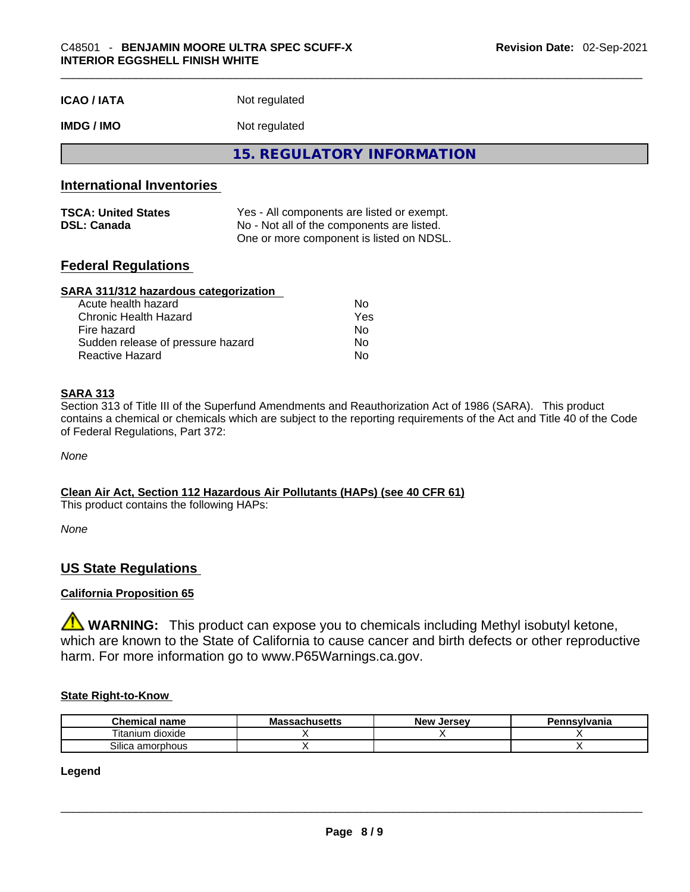| | |
|---|---|
| **ICAO / IATA** | Not regulated |
| **IMDG / IMO** | Not regulated |

## 15. REGULATORY INFORMATION

### International Inventories

| | |
|---|---|
| **TSCA: United States** | Yes - All components are listed or exempt. |
| **DSL: Canada** | No - Not all of the components are listed. One or more component is listed on NDSL. |

### Federal Regulations

**SARA 311/312 hazardous categorization**

| | |
|---|---|
| Acute health hazard | No |
| Chronic Health Hazard | Yes |
| Fire hazard | No |
| Sudden release of pressure hazard | No |
| Reactive Hazard | No |

**SARA 313**

Section 313 of Title III of the Superfund Amendments and Reauthorization Act of 1986 (SARA). This product contains a chemical or chemicals which are subject to the reporting requirements of the Act and Title 40 of the Code of Federal Regulations, Part 372:

*None*

**Clean Air Act, Section 112 Hazardous Air Pollutants (HAPs) (see 40 CFR 61)**

This product contains the following HAPs:

*None*

### US State Regulations

**California Proposition 65**

⚠ **WARNING:** This product can expose you to chemicals including Methyl isobutyl ketone, which are known to the State of California to cause cancer and birth defects or other reproductive harm. For more information go to www.P65Warnings.ca.gov.

**State Right-to-Know**

| Chemical name | Massachusetts | New Jersey | Pennsylvania |
|---|---|---|---|
| Titanium dioxide | X | X | X |
| Silica amorphous | X | | X |

**Legend**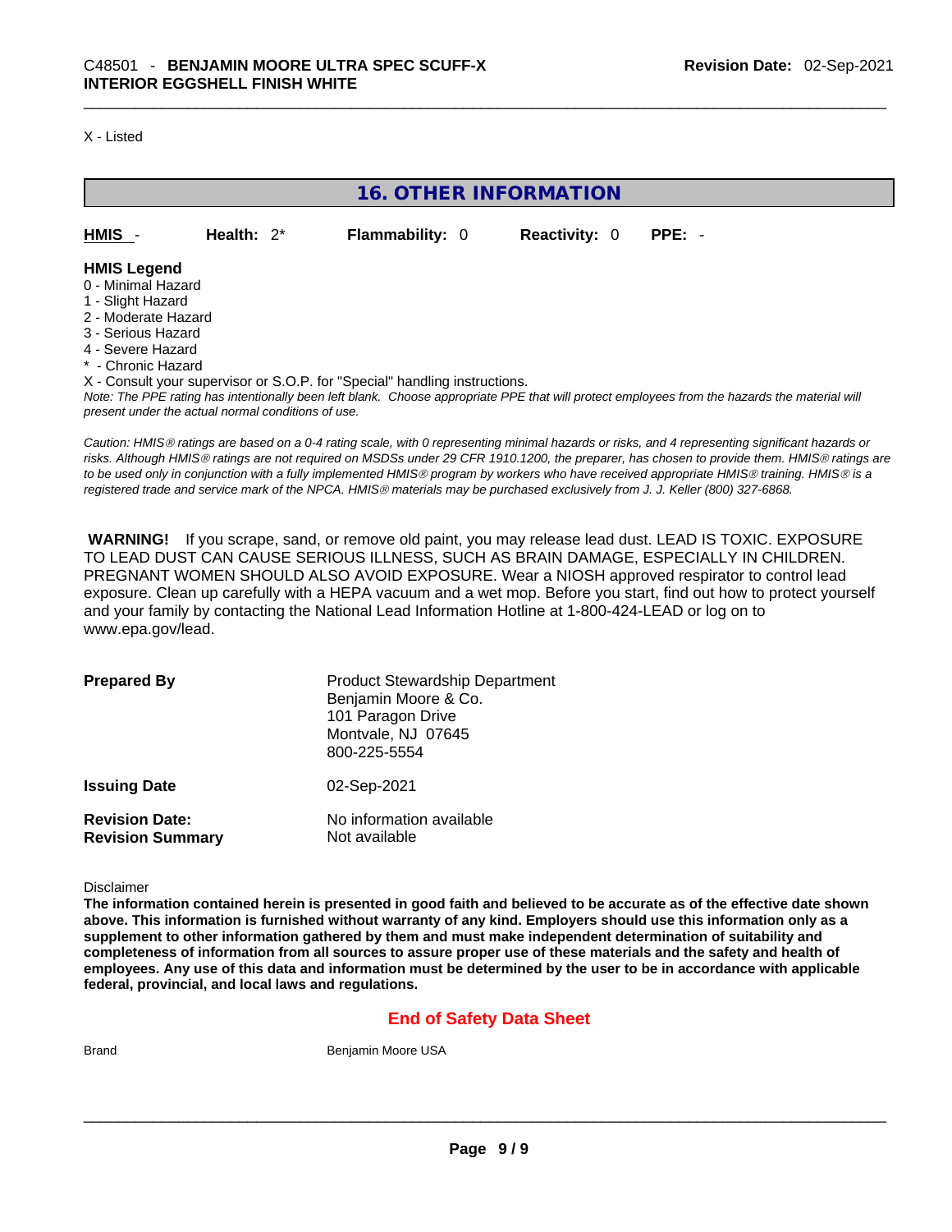X - Listed

## 16. OTHER INFORMATION

| HMIS - | Health: 2* | Flammability: 0 | Reactivity: 0 | PPE: - |
|---|---|---|---|---|

**HMIS Legend**
0 - Minimal Hazard
1 - Slight Hazard
2 - Moderate Hazard
3 - Serious Hazard
4 - Severe Hazard
* - Chronic Hazard
X - Consult your supervisor or S.O.P. for "Special" handling instructions.

*Note: The PPE rating has intentionally been left blank. Choose appropriate PPE that will protect employees from the hazards the material will present under the actual normal conditions of use.*

*Caution: HMIS® ratings are based on a 0-4 rating scale, with 0 representing minimal hazards or risks, and 4 representing significant hazards or risks. Although HMIS® ratings are not required on MSDSs under 29 CFR 1910.1200, the preparer, has chosen to provide them. HMIS® ratings are to be used only in conjunction with a fully implemented HMIS® program by workers who have received appropriate HMIS® training. HMIS® is a registered trade and service mark of the NPCA. HMIS® materials may be purchased exclusively from J. J. Keller (800) 327-6868.*

**WARNING!** If you scrape, sand, or remove old paint, you may release lead dust. LEAD IS TOXIC. EXPOSURE TO LEAD DUST CAN CAUSE SERIOUS ILLNESS, SUCH AS BRAIN DAMAGE, ESPECIALLY IN CHILDREN. PREGNANT WOMEN SHOULD ALSO AVOID EXPOSURE. Wear a NIOSH approved respirator to control lead exposure. Clean up carefully with a HEPA vacuum and a wet mop. Before you start, find out how to protect yourself and your family by contacting the National Lead Information Hotline at 1-800-424-LEAD or log on to www.epa.gov/lead.

| | |
|---|---|
| **Prepared By** | Product Stewardship Department<br>Benjamin Moore & Co.<br>101 Paragon Drive<br>Montvale, NJ 07645<br>800-225-5554 |
| **Issuing Date** | 02-Sep-2021 |
| **Revision Date:** | No information available |
| **Revision Summary** | Not available |

Disclaimer

**The information contained herein is presented in good faith and believed to be accurate as of the effective date shown above. This information is furnished without warranty of any kind. Employers should use this information only as a supplement to other information gathered by them and must make independent determination of suitability and completeness of information from all sources to assure proper use of these materials and the safety and health of employees. Any use of this data and information must be determined by the user to be in accordance with applicable federal, provincial, and local laws and regulations.**

**End of Safety Data Sheet**

Brand Benjamin Moore USA